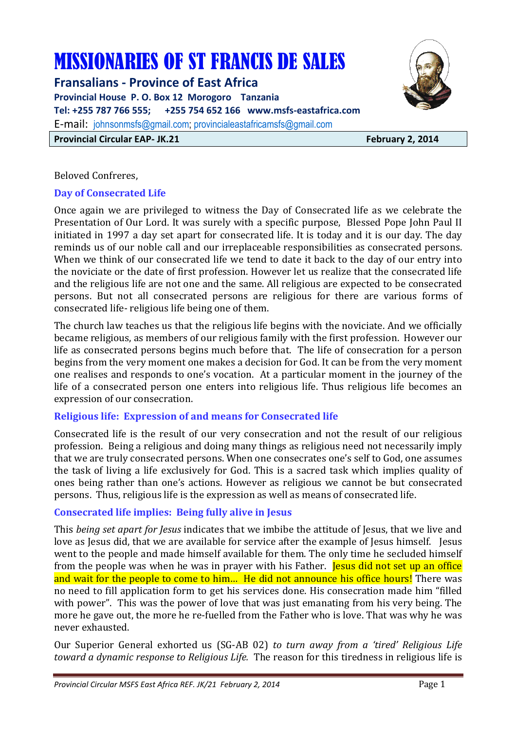# MISSIONARIES OF ST FRANCIS DE SALES

**Fransalians - Province of East Africa**

**Provincial House P. O. Box 12 Morogoro Tanzania**

**Tel: +255 787 766 555; +255 754 652 166 www.msfs-eastafrica.com**

E-mail: johnsonmsfs@gmail.com; provincialeastafricamsfs@gmail.com

**Provincial Circular EAP- JK.21** **February 2, 2014**

Beloved Confreres,

### Day of Consecrated Life

Once again we are privileged to witness the Day of Consecrated life as we celebrate the Presentation of Our Lord. It was surely with a specific purpose, Blessed Pope John Paul II initiated in 1997 a day set apart for consecrated life. It is today and it is our day. The day reminds us of our noble call and our irreplaceable responsibilities as consecrated persons. When we think of our consecrated life we tend to date it back to the day of our entry into the noviciate or the date of first profession. However let us realize that the consecrated life and the religious life are not one and the same. All religious are expected to be consecrated persons. But not all consecrated persons are religious for there are various forms of consecrated life- religious life being one of them.

The church law teaches us that the religious life begins with the noviciate. And we officially became religious, as members of our religious family with the first profession. However our life as consecrated persons begins much before that. The life of consecration for a person begins from the very moment one makes a decision for God. It can be from the very moment one realises and responds to one's vocation. At a particular moment in the journey of the life of a consecrated person one enters into religious life. Thus religious life becomes an expression of our consecration.

### Religious life: Expression of and means for Consecrated life

Consecrated life is the result of our very consecration and not the result of our religious profession. Being a religious and doing many things as religious need not necessarily imply that we are truly consecrated persons. When one consecrates one's self to God, one assumes the task of living a life exclusively for God. This is a sacred task which implies quality of ones being rather than one's actions. However as religious we cannot be but consecrated persons. Thus, religious life is the expression as well as means of consecrated life.

### Consecrated life implies: Being fully alive in Jesus

This *being set apart for Jesus* indicates that we imbibe the attitude of Jesus, that we live and love as Jesus did, that we are available for service after the example of Jesus himself. Jesus went to the people and made himself available for them. The only time he secluded himself from the people was when he was in prayer with his Father. Jesus did not set up an office and wait for the people to come to him… He did not announce his office hours! There was no need to fill application form to get his services done. His consecration made him "filled with power". This was the power of love that was just emanating from his very being. The more he gave out, the more he re-fuelled from the Father who is love. That was why he was never exhausted.

Our Superior General exhorted us (SG-AB 02) *to turn away from a 'tired' Religious Life toward a dynamic response to Religious Life.* The reason for this tiredness in religious life is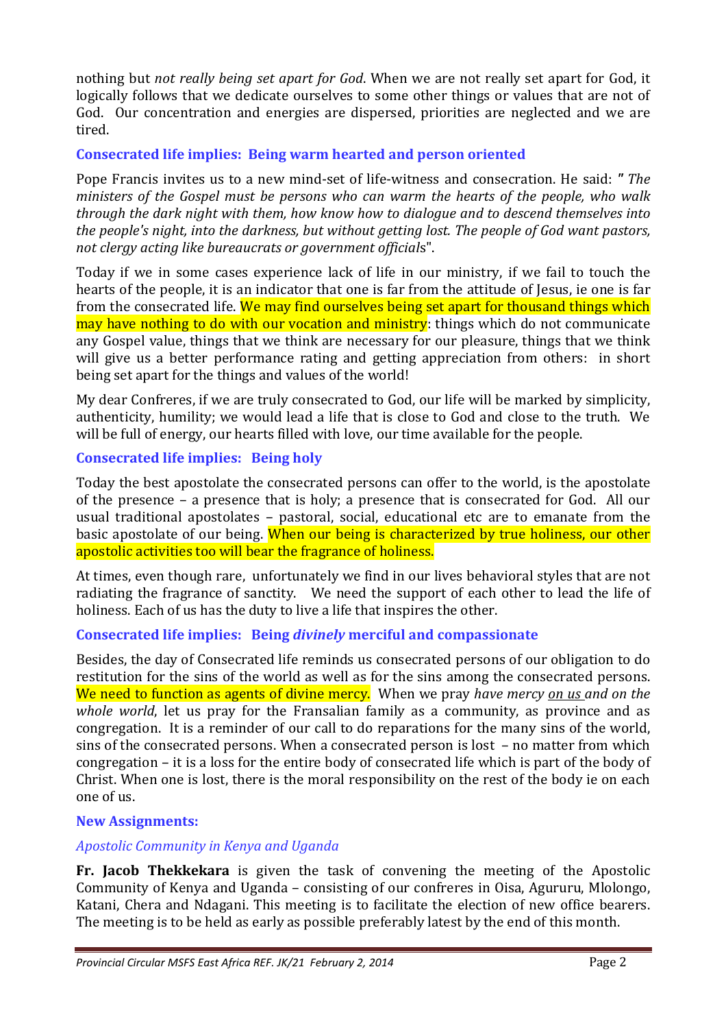nothing but *not really being set apart for God*. When we are not really set apart for God, it logically follows that we dedicate ourselves to some other things or values that are not of God. Our concentration and energies are dispersed, priorities are neglected and we are tired.

### Consecrated life implies: Being warm hearted and person oriented

Pope Francis invites us to a new mind-set of life-witness and consecration. He said: *" The ministers of the Gospel must be persons who can warm the hearts of the people, who walk through the dark night with them, how know how to dialogue and to descend themselves into the people's night, into the darkness, but without getting lost. The people of God want pastors, not clergy acting like bureaucrats or government officials*".

Today if we in some cases experience lack of life in our ministry, if we fail to touch the hearts of the people, it is an indicator that one is far from the attitude of Jesus, ie one is far from the consecrated life. We may find ourselves being set apart for thousand things which may have nothing to do with our vocation and ministry: things which do not communicate any Gospel value, things that we think are necessary for our pleasure, things that we think will give us a better performance rating and getting appreciation from others: in short being set apart for the things and values of the world!

My dear Confreres, if we are truly consecrated to God, our life will be marked by simplicity, authenticity, humility; we would lead a life that is close to God and close to the truth. We will be full of energy, our hearts filled with love, our time available for the people.

### Consecrated life implies: Being holy

Today the best apostolate the consecrated persons can offer to the world, is the apostolate of the presence – a presence that is holy; a presence that is consecrated for God. All our usual traditional apostolates – pastoral, social, educational etc are to emanate from the basic apostolate of our being. When our being is characterized by true holiness, our other apostolic activities too will bear the fragrance of holiness.

At times, even though rare, unfortunately we find in our lives behavioral styles that are not radiating the fragrance of sanctity. We need the support of each other to lead the life of holiness. Each of us has the duty to live a life that inspires the other.

### Consecrated life implies: Being *divinely* merciful and compassionate

Besides, the day of Consecrated life reminds us consecrated persons of our obligation to do restitution for the sins of the world as well as for the sins among the consecrated persons. We need to function as agents of divine mercy. When we pray *have mercy on us and on the whole world*, let us pray for the Fransalian family as a community, as province and as congregation. It is a reminder of our call to do reparations for the many sins of the world, sins of the consecrated persons. When a consecrated person is lost – no matter from which congregation – it is a loss for the entire body of consecrated life which is part of the body of Christ. When one is lost, there is the moral responsibility on the rest of the body ie on each one of us.

### New Assignments:

#### *Apostolic Community in Kenya and Uganda*

**Fr. Jacob Thekkekara** is given the task of convening the meeting of the Apostolic Community of Kenya and Uganda – consisting of our confreres in Oisa, Agururu, Mlolongo, Katani, Chera and Ndagani. This meeting is to facilitate the election of new office bearers. The meeting is to be held as early as possible preferably latest by the end of this month.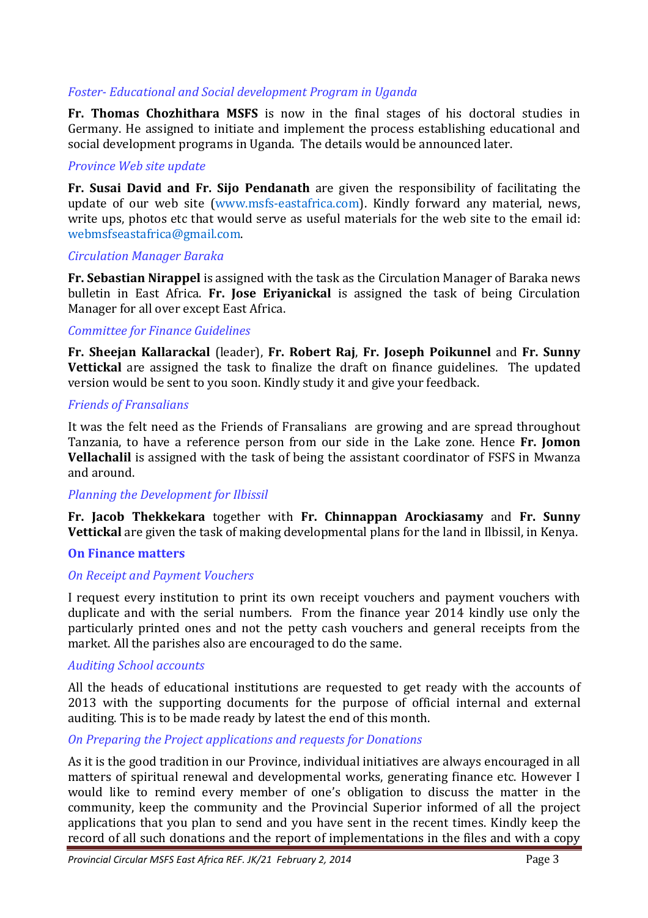*Foster- Educational and Social development Program in Uganda*

**Fr. Thomas Chozhithara MSFS** is now in the final stages of his doctoral studies in Germany. He assigned to initiate and implement the process establishing educational and social development programs in Uganda. The details would be announced later.

*Province Web site update*

**Fr. Susai David and Fr. Sijo Pendanath** are given the responsibility of facilitating the update of our web site (www.msfs-eastafrica.com). Kindly forward any material, news, write ups, photos etc that would serve as useful materials for the web site to the email id: webmsfseastafrica@gmail.com.

*Circulation Manager Baraka*

**Fr. Sebastian Nirappel** is assigned with the task as the Circulation Manager of Baraka news bulletin in East Africa. **Fr. Jose Eriyanickal** is assigned the task of being Circulation Manager for all over except East Africa.

*Committee for Finance Guidelines*

**Fr. Sheejan Kallarackal** (leader), **Fr. Robert Raj**, **Fr. Joseph Poikunnel** and **Fr. Sunny Vettickal** are assigned the task to finalize the draft on finance guidelines. The updated version would be sent to you soon. Kindly study it and give your feedback.

*Friends of Fransalians*

It was the felt need as the Friends of Fransalians are growing and are spread throughout Tanzania, to have a reference person from our side in the Lake zone. Hence **Fr. Jomon Vellachalil** is assigned with the task of being the assistant coordinator of FSFS in Mwanza and around.

*Planning the Development for Ilbissil*

**Fr. Jacob Thekkekara** together with **Fr. Chinnappan Arockiasamy** and **Fr. Sunny Vettickal** are given the task of making developmental plans for the land in Ilbissil, in Kenya.

**On Finance matters**

*On Receipt and Payment Vouchers*

I request every institution to print its own receipt vouchers and payment vouchers with duplicate and with the serial numbers. From the finance year 2014 kindly use only the particularly printed ones and not the petty cash vouchers and general receipts from the market. All the parishes also are encouraged to do the same.

*Auditing School accounts*

All the heads of educational institutions are requested to get ready with the accounts of 2013 with the supporting documents for the purpose of official internal and external auditing. This is to be made ready by latest the end of this month.

*On Preparing the Project applications and requests for Donations*

As it is the good tradition in our Province, individual initiatives are always encouraged in all matters of spiritual renewal and developmental works, generating finance etc. However I would like to remind every member of one's obligation to discuss the matter in the community, keep the community and the Provincial Superior informed of all the project applications that you plan to send and you have sent in the recent times. Kindly keep the record of all such donations and the report of implementations in the files and with a copy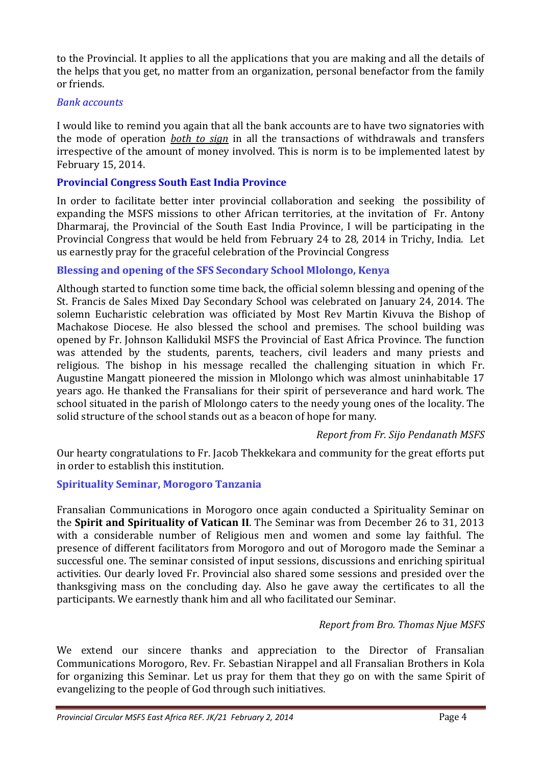to the Provincial. It applies to all the applications that you are making and all the details of the helps that you get, no matter from an organization, personal benefactor from the family or friends.

*Bank accounts*

I would like to remind you again that all the bank accounts are to have two signatories with the mode of operation ***both to sign*** in all the transactions of withdrawals and transfers irrespective of the amount of money involved. This is norm is to be implemented latest by February 15, 2014.

### Provincial Congress South East India Province

In order to facilitate better inter provincial collaboration and seeking the possibility of expanding the MSFS missions to other African territories, at the invitation of Fr. Antony Dharmaraj, the Provincial of the South East India Province, I will be participating in the Provincial Congress that would be held from February 24 to 28, 2014 in Trichy, India. Let us earnestly pray for the graceful celebration of the Provincial Congress

### Blessing and opening of the SFS Secondary School Mlolongo, Kenya

Although started to function some time back, the official solemn blessing and opening of the St. Francis de Sales Mixed Day Secondary School was celebrated on January 24, 2014. The solemn Eucharistic celebration was officiated by Most Rev Martin Kivuva the Bishop of Machakose Diocese. He also blessed the school and premises. The school building was opened by Fr. Johnson Kallidukil MSFS the Provincial of East Africa Province. The function was attended by the students, parents, teachers, civil leaders and many priests and religious. The bishop in his message recalled the challenging situation in which Fr. Augustine Mangatt pioneered the mission in Mlolongo which was almost uninhabitable 17 years ago. He thanked the Fransalians for their spirit of perseverance and hard work. The school situated in the parish of Mlolongo caters to the needy young ones of the locality. The solid structure of the school stands out as a beacon of hope for many.

*Report from Fr. Sijo Pendanath MSFS*

Our hearty congratulations to Fr. Jacob Thekkekara and community for the great efforts put in order to establish this institution.

### Spirituality Seminar, Morogoro Tanzania

Fransalian Communications in Morogoro once again conducted a Spirituality Seminar on the **Spirit and Spirituality of Vatican II**. The Seminar was from December 26 to 31, 2013 with a considerable number of Religious men and women and some lay faithful. The presence of different facilitators from Morogoro and out of Morogoro made the Seminar a successful one. The seminar consisted of input sessions, discussions and enriching spiritual activities. Our dearly loved Fr. Provincial also shared some sessions and presided over the thanksgiving mass on the concluding day. Also he gave away the certificates to all the participants. We earnestly thank him and all who facilitated our Seminar.

*Report from Bro. Thomas Njue MSFS*

We extend our sincere thanks and appreciation to the Director of Fransalian Communications Morogoro, Rev. Fr. Sebastian Nirappel and all Fransalian Brothers in Kola for organizing this Seminar. Let us pray for them that they go on with the same Spirit of evangelizing to the people of God through such initiatives.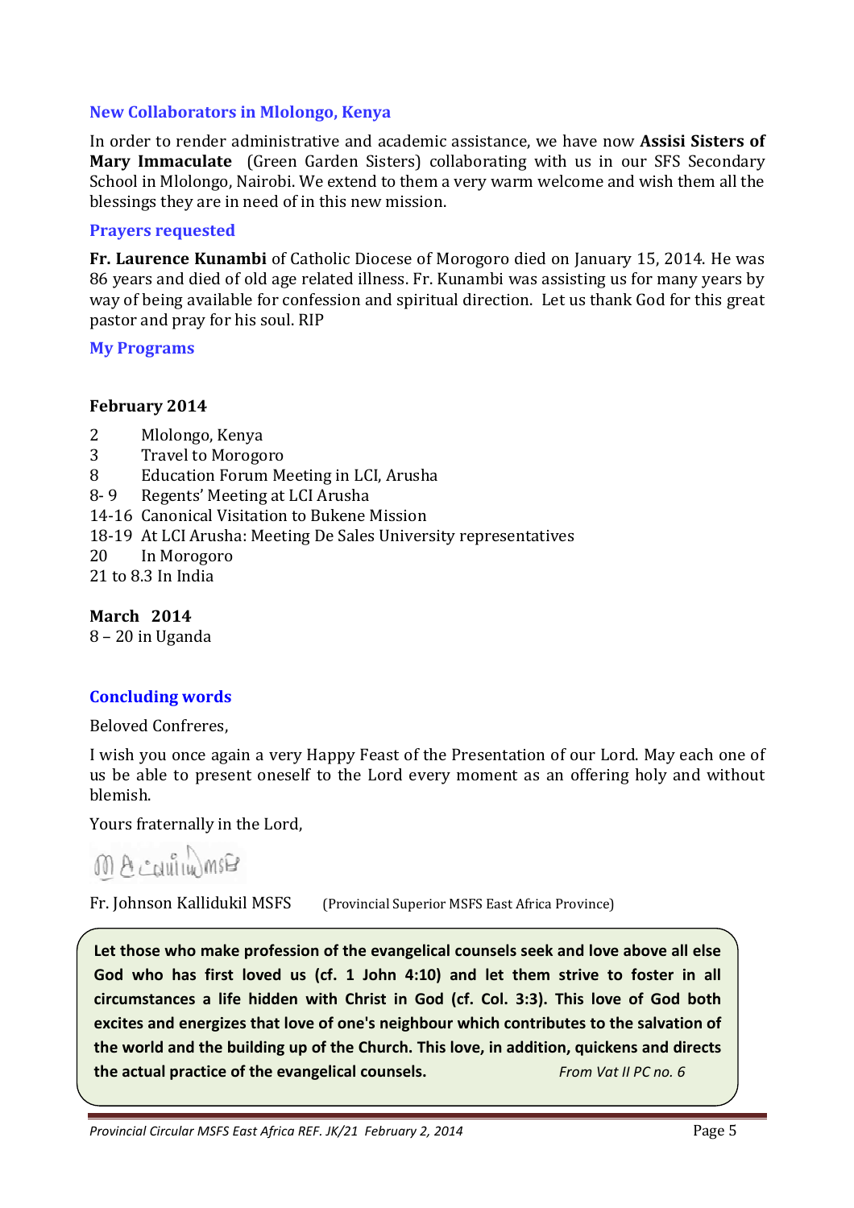### New Collaborators in Mlolongo, Kenya

In order to render administrative and academic assistance, we have now **Assisi Sisters of Mary Immaculate** (Green Garden Sisters) collaborating with us in our SFS Secondary School in Mlolongo, Nairobi. We extend to them a very warm welcome and wish them all the blessings they are in need of in this new mission.

### Prayers requested

**Fr. Laurence Kunambi** of Catholic Diocese of Morogoro died on January 15, 2014. He was 86 years and died of old age related illness. Fr. Kunambi was assisting us for many years by way of being available for confession and spiritual direction. Let us thank God for this great pastor and pray for his soul. RIP

### My Programs

**February 2014**

2 Mlolongo, Kenya
3 Travel to Morogoro
8 Education Forum Meeting in LCI, Arusha
8- 9 Regents' Meeting at LCI Arusha
14-16 Canonical Visitation to Bukene Mission
18-19 At LCI Arusha: Meeting De Sales University representatives
20 In Morogoro
21 to 8.3 In India

**March 2014**
8 – 20 in Uganda

### Concluding words

Beloved Confreres,

I wish you once again a very Happy Feast of the Presentation of our Lord. May each one of us be able to present oneself to the Lord every moment as an offering holy and without blemish.

Yours fraternally in the Lord,

Fr. Johnson Kallidukil MSFS (Provincial Superior MSFS East Africa Province)

**Let those who make profession of the evangelical counsels seek and love above all else God who has first loved us (cf. 1 John 4:10) and let them strive to foster in all circumstances a life hidden with Christ in God (cf. Col. 3:3). This love of God both excites and energizes that love of one's neighbour which contributes to the salvation of the world and the building up of the Church. This love, in addition, quickens and directs the actual practice of the evangelical counsels.** *From Vat II PC no. 6*